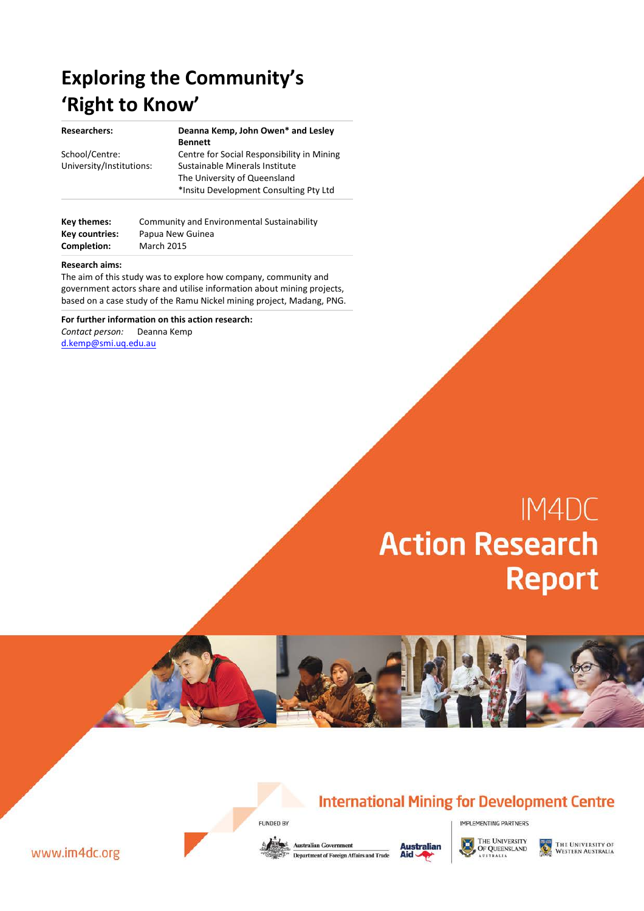# Exploring the Community's 'Right to Know'

| | |
|---|---|
| **Researchers:** | **Deanna Kemp, John Owen* and Lesley Bennett** |
| School/Centre: | Centre for Social Responsibility in Mining |
| University/Institutions: | Sustainable Minerals Institute |
| | The University of Queensland |
| | *Insitu Development Consulting Pty Ltd |

| | |
|---|---|
| **Key themes:** | Community and Environmental Sustainability |
| **Key countries:** | Papua New Guinea |
| **Completion:** | March 2015 |

**Research aims:**

The aim of this study was to explore how company, community and government actors share and utilise information about mining projects, based on a case study of the Ramu Nickel mining project, Madang, PNG.

**For further information on this action research:**

*Contact person:* Deanna Kemp
d.kemp@smi.uq.edu.au

IM4DC
**Action Research Report**

International Mining for Development Centre

FUNDED BY
Australian Government Department of Foreign Affairs and Trade
Australian Aid

IMPLEMENTING PARTNERS
The University of Queensland Australia
The University of Western Australia

www.im4dc.org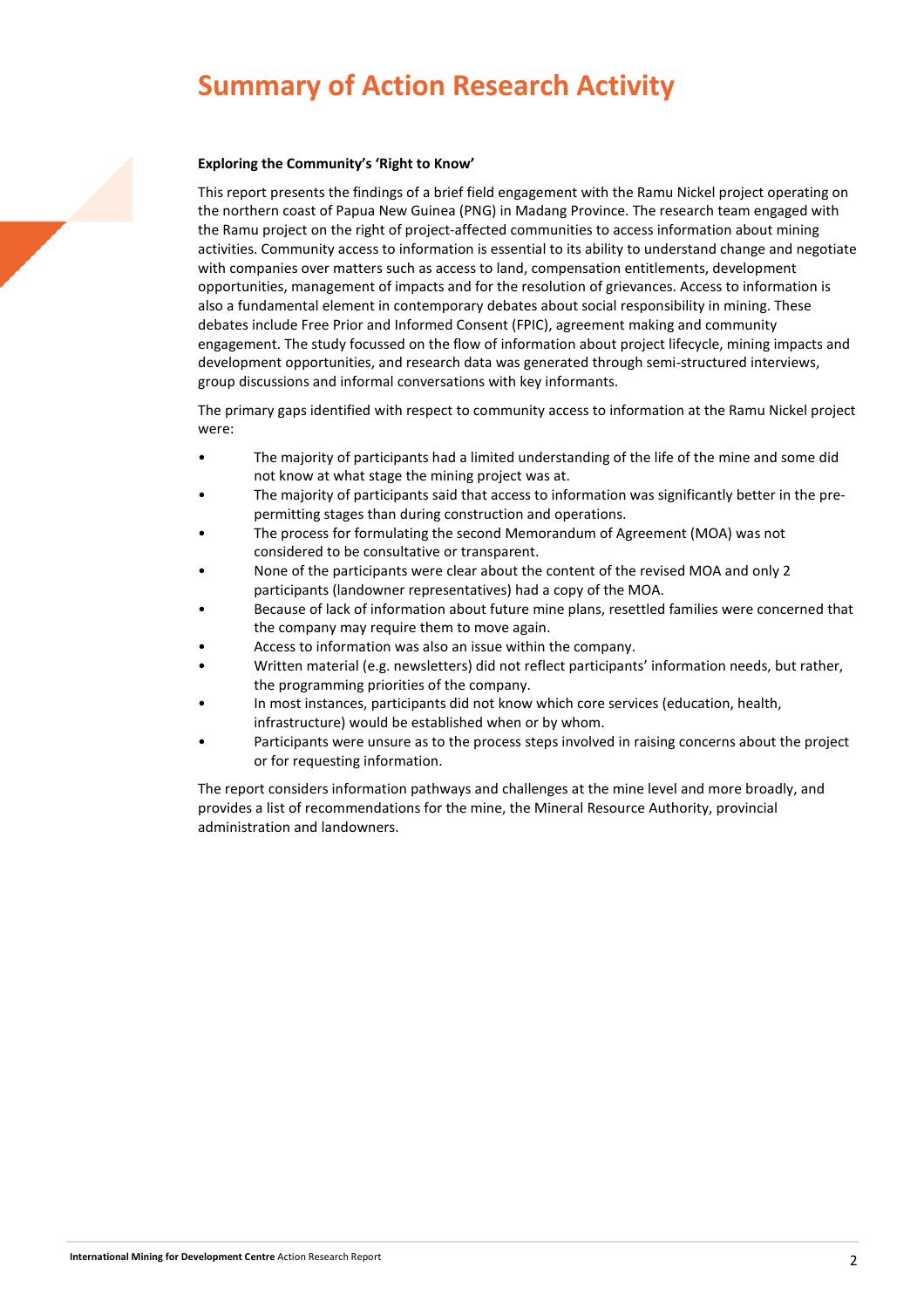# Summary of Action Research Activity

**Exploring the Community's 'Right to Know'**

This report presents the findings of a brief field engagement with the Ramu Nickel project operating on the northern coast of Papua New Guinea (PNG) in Madang Province. The research team engaged with the Ramu project on the right of project-affected communities to access information about mining activities. Community access to information is essential to its ability to understand change and negotiate with companies over matters such as access to land, compensation entitlements, development opportunities, management of impacts and for the resolution of grievances. Access to information is also a fundamental element in contemporary debates about social responsibility in mining. These debates include Free Prior and Informed Consent (FPIC), agreement making and community engagement. The study focussed on the flow of information about project lifecycle, mining impacts and development opportunities, and research data was generated through semi-structured interviews, group discussions and informal conversations with key informants.

The primary gaps identified with respect to community access to information at the Ramu Nickel project were:

- The majority of participants had a limited understanding of the life of the mine and some did not know at what stage the mining project was at.
- The majority of participants said that access to information was significantly better in the pre-permitting stages than during construction and operations.
- The process for formulating the second Memorandum of Agreement (MOA) was not considered to be consultative or transparent.
- None of the participants were clear about the content of the revised MOA and only 2 participants (landowner representatives) had a copy of the MOA.
- Because of lack of information about future mine plans, resettled families were concerned that the company may require them to move again.
- Access to information was also an issue within the company.
- Written material (e.g. newsletters) did not reflect participants' information needs, but rather, the programming priorities of the company.
- In most instances, participants did not know which core services (education, health, infrastructure) would be established when or by whom.
- Participants were unsure as to the process steps involved in raising concerns about the project or for requesting information.

The report considers information pathways and challenges at the mine level and more broadly, and provides a list of recommendations for the mine, the Mineral Resource Authority, provincial administration and landowners.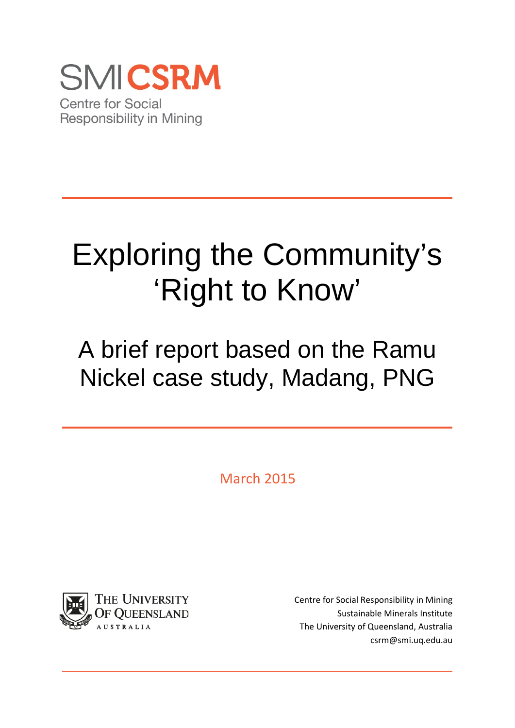SMI CSRM

Centre for Social Responsibility in Mining

# Exploring the Community's 'Right to Know'

## A brief report based on the Ramu Nickel case study, Madang, PNG

March 2015

The University of Queensland
Australia

Centre for Social Responsibility in Mining
Sustainable Minerals Institute
The University of Queensland, Australia
csrm@smi.uq.edu.au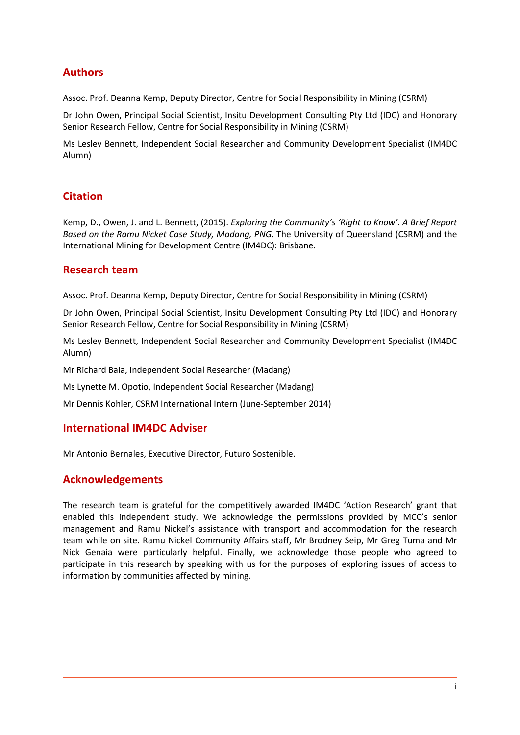## Authors

Assoc. Prof. Deanna Kemp, Deputy Director, Centre for Social Responsibility in Mining (CSRM)

Dr John Owen, Principal Social Scientist, Insitu Development Consulting Pty Ltd (IDC) and Honorary Senior Research Fellow, Centre for Social Responsibility in Mining (CSRM)

Ms Lesley Bennett, Independent Social Researcher and Community Development Specialist (IM4DC Alumn)

## Citation

Kemp, D., Owen, J. and L. Bennett, (2015). *Exploring the Community's 'Right to Know'. A Brief Report Based on the Ramu Nicket Case Study, Madang, PNG*. The University of Queensland (CSRM) and the International Mining for Development Centre (IM4DC): Brisbane.

## Research team

Assoc. Prof. Deanna Kemp, Deputy Director, Centre for Social Responsibility in Mining (CSRM)

Dr John Owen, Principal Social Scientist, Insitu Development Consulting Pty Ltd (IDC) and Honorary Senior Research Fellow, Centre for Social Responsibility in Mining (CSRM)

Ms Lesley Bennett, Independent Social Researcher and Community Development Specialist (IM4DC Alumn)

Mr Richard Baia, Independent Social Researcher (Madang)

Ms Lynette M. Opotio, Independent Social Researcher (Madang)

Mr Dennis Kohler, CSRM International Intern (June-September 2014)

## International IM4DC Adviser

Mr Antonio Bernales, Executive Director, Futuro Sostenible.

## Acknowledgements

The research team is grateful for the competitively awarded IM4DC 'Action Research' grant that enabled this independent study. We acknowledge the permissions provided by MCC's senior management and Ramu Nickel's assistance with transport and accommodation for the research team while on site. Ramu Nickel Community Affairs staff, Mr Brodney Seip, Mr Greg Tuma and Mr Nick Genaia were particularly helpful. Finally, we acknowledge those people who agreed to participate in this research by speaking with us for the purposes of exploring issues of access to information by communities affected by mining.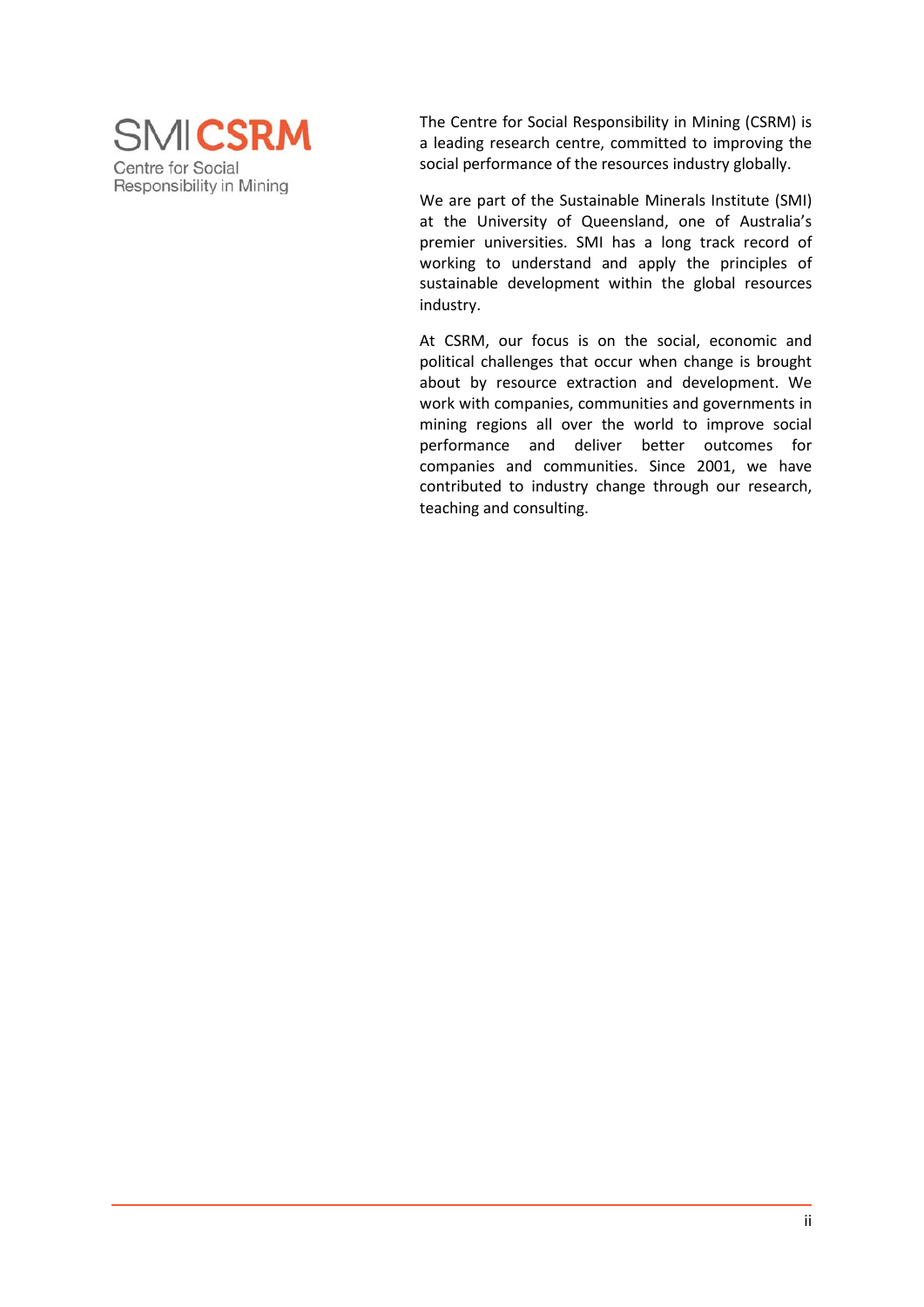SMI CSRM
Centre for Social Responsibility in Mining

The Centre for Social Responsibility in Mining (CSRM) is a leading research centre, committed to improving the social performance of the resources industry globally.

We are part of the Sustainable Minerals Institute (SMI) at the University of Queensland, one of Australia's premier universities. SMI has a long track record of working to understand and apply the principles of sustainable development within the global resources industry.

At CSRM, our focus is on the social, economic and political challenges that occur when change is brought about by resource extraction and development. We work with companies, communities and governments in mining regions all over the world to improve social performance and deliver better outcomes for companies and communities. Since 2001, we have contributed to industry change through our research, teaching and consulting.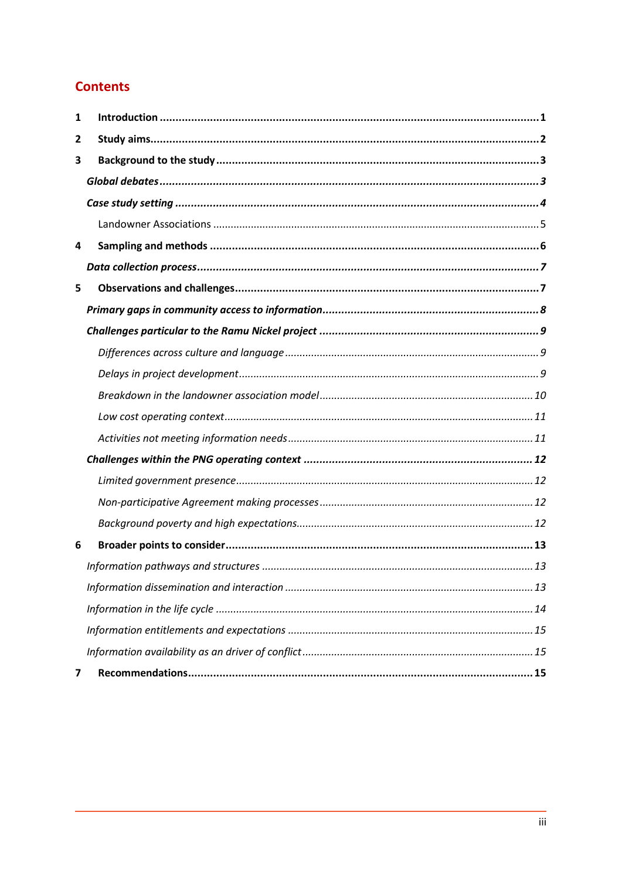## Contents

| | | |
|---|---|---|
| **1** | **Introduction** | **1** |
| **2** | **Study aims** | **2** |
| **3** | **Background to the study** | **3** |
| | ***Global debates*** | ***3*** |
| | ***Case study setting*** | ***4*** |
| | Landowner Associations | 5 |
| **4** | **Sampling and methods** | **6** |
| | ***Data collection process*** | ***7*** |
| **5** | **Observations and challenges** | **7** |
| | ***Primary gaps in community access to information*** | ***8*** |
| | ***Challenges particular to the Ramu Nickel project*** | ***9*** |
| | *Differences across culture and language* | *9* |
| | *Delays in project development* | *9* |
| | *Breakdown in the landowner association model* | *10* |
| | *Low cost operating context* | *11* |
| | *Activities not meeting information needs* | *11* |
| | ***Challenges within the PNG operating context*** | ***12*** |
| | *Limited government presence* | *12* |
| | *Non-participative Agreement making processes* | *12* |
| | *Background poverty and high expectations* | *12* |
| **6** | **Broader points to consider** | **13** |
| | *Information pathways and structures* | *13* |
| | *Information dissemination and interaction* | *13* |
| | *Information in the life cycle* | *14* |
| | *Information entitlements and expectations* | *15* |
| | *Information availability as an driver of conflict* | *15* |
| **7** | **Recommendations** | **15** |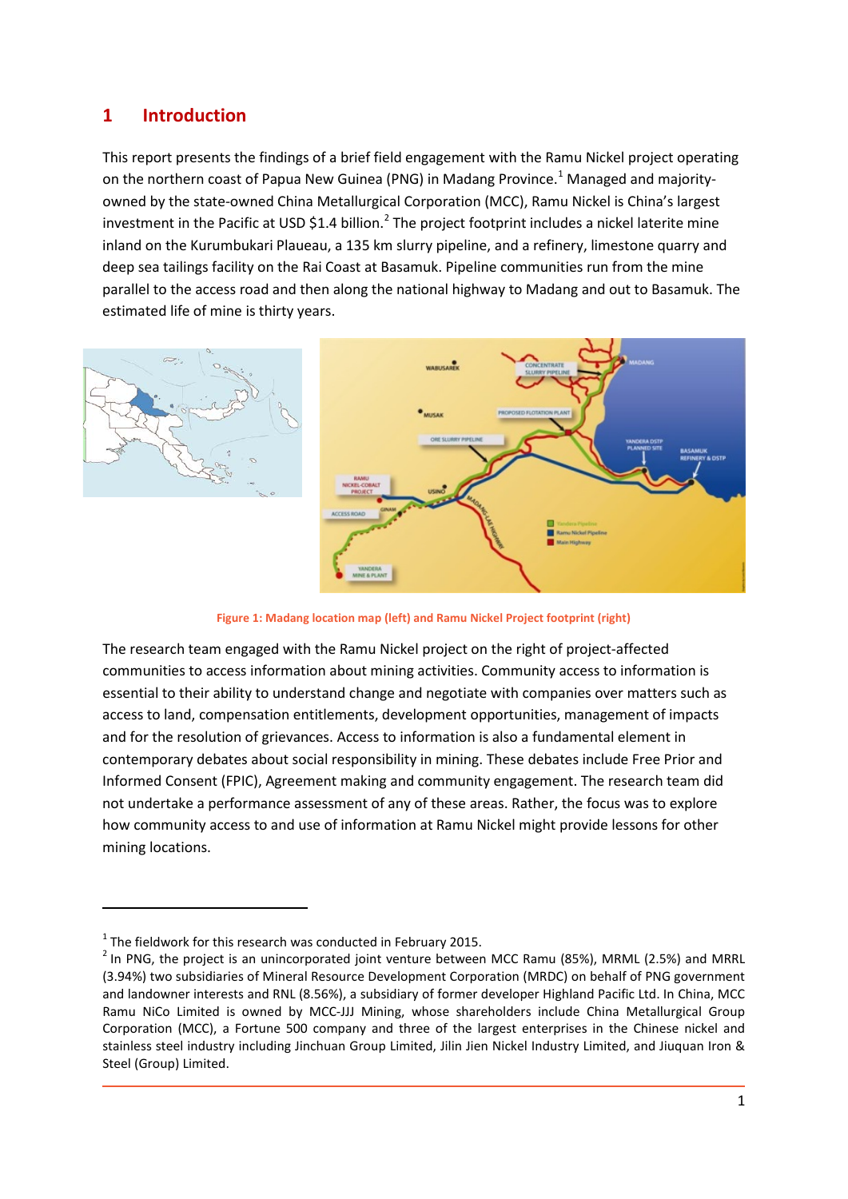# 1 Introduction

This report presents the findings of a brief field engagement with the Ramu Nickel project operating on the northern coast of Papua New Guinea (PNG) in Madang Province.[1] Managed and majority-owned by the state-owned China Metallurgical Corporation (MCC), Ramu Nickel is China's largest investment in the Pacific at USD $1.4 billion.[2] The project footprint includes a nickel laterite mine inland on the Kurumbukari Plaueau, a 135 km slurry pipeline, and a refinery, limestone quarry and deep sea tailings facility on the Rai Coast at Basamuk. Pipeline communities run from the mine parallel to the access road and then along the national highway to Madang and out to Basamuk. The estimated life of mine is thirty years.

Figure 1: Madang location map (left) and Ramu Nickel Project footprint (right)

The research team engaged with the Ramu Nickel project on the right of project-affected communities to access information about mining activities. Community access to information is essential to their ability to understand change and negotiate with companies over matters such as access to land, compensation entitlements, development opportunities, management of impacts and for the resolution of grievances. Access to information is also a fundamental element in contemporary debates about social responsibility in mining. These debates include Free Prior and Informed Consent (FPIC), Agreement making and community engagement. The research team did not undertake a performance assessment of any of these areas. Rather, the focus was to explore how community access to and use of information at Ramu Nickel might provide lessons for other mining locations.

---

[1] The fieldwork for this research was conducted in February 2015.

[2] In PNG, the project is an unincorporated joint venture between MCC Ramu (85%), MRML (2.5%) and MRRL (3.94%) two subsidiaries of Mineral Resource Development Corporation (MRDC) on behalf of PNG government and landowner interests and RNL (8.56%), a subsidiary of former developer Highland Pacific Ltd. In China, MCC Ramu NiCo Limited is owned by MCC-JJJ Mining, whose shareholders include China Metallurgical Group Corporation (MCC), a Fortune 500 company and three of the largest enterprises in the Chinese nickel and stainless steel industry including Jinchuan Group Limited, Jilin Jien Nickel Industry Limited, and Jiuquan Iron & Steel (Group) Limited.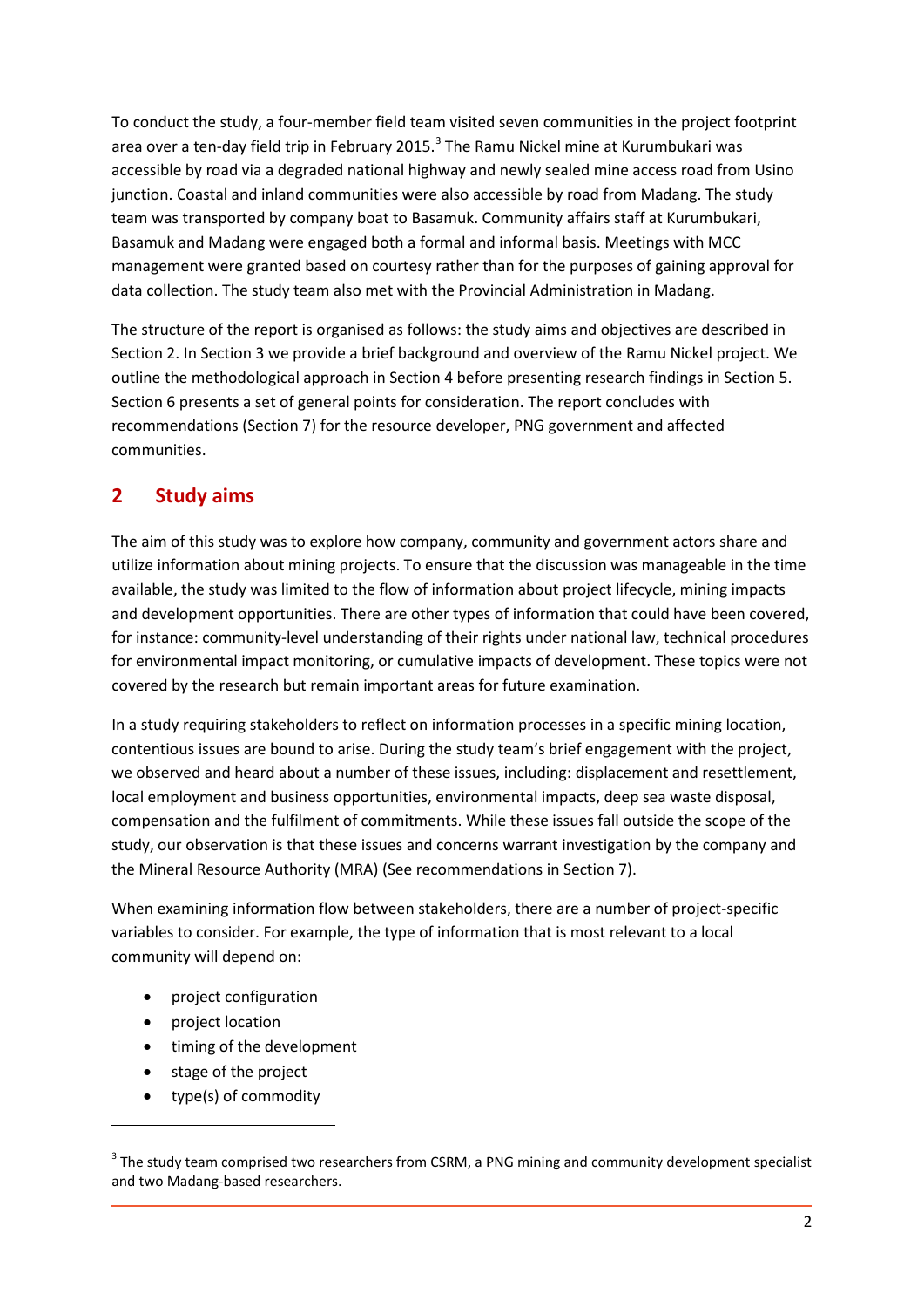To conduct the study, a four-member field team visited seven communities in the project footprint area over a ten-day field trip in February 2015.[3] The Ramu Nickel mine at Kurumbukari was accessible by road via a degraded national highway and newly sealed mine access road from Usino junction. Coastal and inland communities were also accessible by road from Madang. The study team was transported by company boat to Basamuk. Community affairs staff at Kurumbukari, Basamuk and Madang were engaged both a formal and informal basis. Meetings with MCC management were granted based on courtesy rather than for the purposes of gaining approval for data collection. The study team also met with the Provincial Administration in Madang.

The structure of the report is organised as follows: the study aims and objectives are described in Section 2. In Section 3 we provide a brief background and overview of the Ramu Nickel project. We outline the methodological approach in Section 4 before presenting research findings in Section 5. Section 6 presents a set of general points for consideration. The report concludes with recommendations (Section 7) for the resource developer, PNG government and affected communities.

## 2 Study aims

The aim of this study was to explore how company, community and government actors share and utilize information about mining projects. To ensure that the discussion was manageable in the time available, the study was limited to the flow of information about project lifecycle, mining impacts and development opportunities. There are other types of information that could have been covered, for instance: community-level understanding of their rights under national law, technical procedures for environmental impact monitoring, or cumulative impacts of development. These topics were not covered by the research but remain important areas for future examination.

In a study requiring stakeholders to reflect on information processes in a specific mining location, contentious issues are bound to arise. During the study team's brief engagement with the project, we observed and heard about a number of these issues, including: displacement and resettlement, local employment and business opportunities, environmental impacts, deep sea waste disposal, compensation and the fulfilment of commitments. While these issues fall outside the scope of the study, our observation is that these issues and concerns warrant investigation by the company and the Mineral Resource Authority (MRA) (See recommendations in Section 7).

When examining information flow between stakeholders, there are a number of project-specific variables to consider. For example, the type of information that is most relevant to a local community will depend on:

- project configuration
- project location
- timing of the development
- stage of the project
- type(s) of commodity

[3] The study team comprised two researchers from CSRM, a PNG mining and community development specialist and two Madang-based researchers.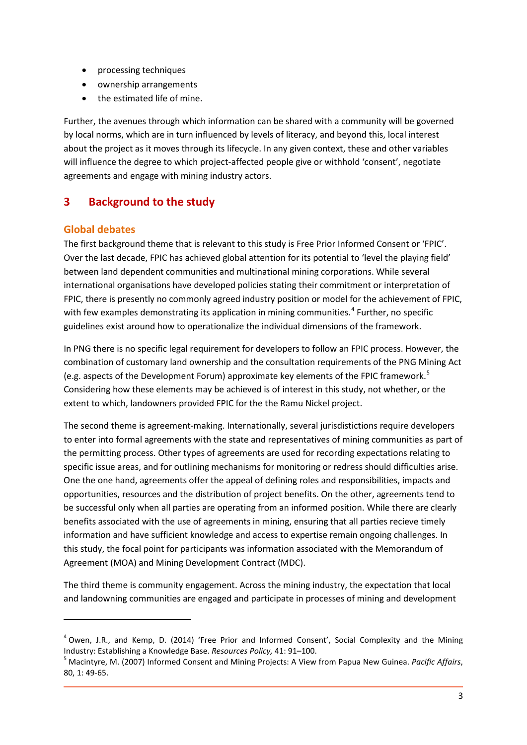- processing techniques
- ownership arrangements
- the estimated life of mine.

Further, the avenues through which information can be shared with a community will be governed by local norms, which are in turn influenced by levels of literacy, and beyond this, local interest about the project as it moves through its lifecycle. In any given context, these and other variables will influence the degree to which project-affected people give or withhold 'consent', negotiate agreements and engage with mining industry actors.

# 3 Background to the study

## Global debates

The first background theme that is relevant to this study is Free Prior Informed Consent or 'FPIC'. Over the last decade, FPIC has achieved global attention for its potential to 'level the playing field' between land dependent communities and multinational mining corporations. While several international organisations have developed policies stating their commitment or interpretation of FPIC, there is presently no commonly agreed industry position or model for the achievement of FPIC, with few examples demonstrating its application in mining communities.[4] Further, no specific guidelines exist around how to operationalize the individual dimensions of the framework.

In PNG there is no specific legal requirement for developers to follow an FPIC process. However, the combination of customary land ownership and the consultation requirements of the PNG Mining Act (e.g. aspects of the Development Forum) approximate key elements of the FPIC framework.[5] Considering how these elements may be achieved is of interest in this study, not whether, or the extent to which, landowners provided FPIC for the the Ramu Nickel project.

The second theme is agreement-making. Internationally, several jurisdistictions require developers to enter into formal agreements with the state and representatives of mining communities as part of the permitting process. Other types of agreements are used for recording expectations relating to specific issue areas, and for outlining mechanisms for monitoring or redress should difficulties arise. One the one hand, agreements offer the appeal of defining roles and responsibilities, impacts and opportunities, resources and the distribution of project benefits. On the other, agreements tend to be successful only when all parties are operating from an informed position. While there are clearly benefits associated with the use of agreements in mining, ensuring that all parties recieve timely information and have sufficient knowledge and access to expertise remain ongoing challenges. In this study, the focal point for participants was information associated with the Memorandum of Agreement (MOA) and Mining Development Contract (MDC).

The third theme is community engagement. Across the mining industry, the expectation that local and landowning communities are engaged and participate in processes of mining and development

---

[4] Owen, J.R., and Kemp, D. (2014) 'Free Prior and Informed Consent', Social Complexity and the Mining Industry: Establishing a Knowledge Base. *Resources Policy,* 41: 91–100.

[5] Macintyre, M. (2007) Informed Consent and Mining Projects: A View from Papua New Guinea. *Pacific Affairs*, 80, 1: 49-65.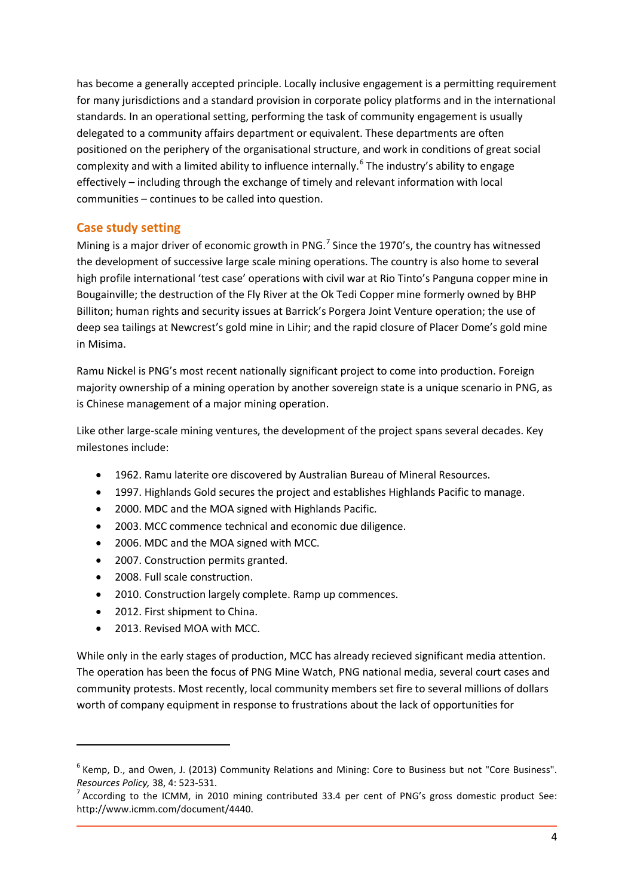has become a generally accepted principle. Locally inclusive engagement is a permitting requirement for many jurisdictions and a standard provision in corporate policy platforms and in the international standards. In an operational setting, performing the task of community engagement is usually delegated to a community affairs department or equivalent. These departments are often positioned on the periphery of the organisational structure, and work in conditions of great social complexity and with a limited ability to influence internally.[6] The industry's ability to engage effectively – including through the exchange of timely and relevant information with local communities – continues to be called into question.

## Case study setting

Mining is a major driver of economic growth in PNG.[7] Since the 1970's, the country has witnessed the development of successive large scale mining operations. The country is also home to several high profile international 'test case' operations with civil war at Rio Tinto's Panguna copper mine in Bougainville; the destruction of the Fly River at the Ok Tedi Copper mine formerly owned by BHP Billiton; human rights and security issues at Barrick's Porgera Joint Venture operation; the use of deep sea tailings at Newcrest's gold mine in Lihir; and the rapid closure of Placer Dome's gold mine in Misima.

Ramu Nickel is PNG's most recent nationally significant project to come into production. Foreign majority ownership of a mining operation by another sovereign state is a unique scenario in PNG, as is Chinese management of a major mining operation.

Like other large-scale mining ventures, the development of the project spans several decades. Key milestones include:

- 1962. Ramu laterite ore discovered by Australian Bureau of Mineral Resources.
- 1997. Highlands Gold secures the project and establishes Highlands Pacific to manage.
- 2000. MDC and the MOA signed with Highlands Pacific.
- 2003. MCC commence technical and economic due diligence.
- 2006. MDC and the MOA signed with MCC.
- 2007. Construction permits granted.
- 2008. Full scale construction.
- 2010. Construction largely complete. Ramp up commences.
- 2012. First shipment to China.
- 2013. Revised MOA with MCC.

While only in the early stages of production, MCC has already recieved significant media attention. The operation has been the focus of PNG Mine Watch, PNG national media, several court cases and community protests. Most recently, local community members set fire to several millions of dollars worth of company equipment in response to frustrations about the lack of opportunities for

---

[6] Kemp, D., and Owen, J. (2013) Community Relations and Mining: Core to Business but not "Core Business". *Resources Policy,* 38, 4: 523-531.

[7] According to the ICMM, in 2010 mining contributed 33.4 per cent of PNG's gross domestic product See: http://www.icmm.com/document/4440.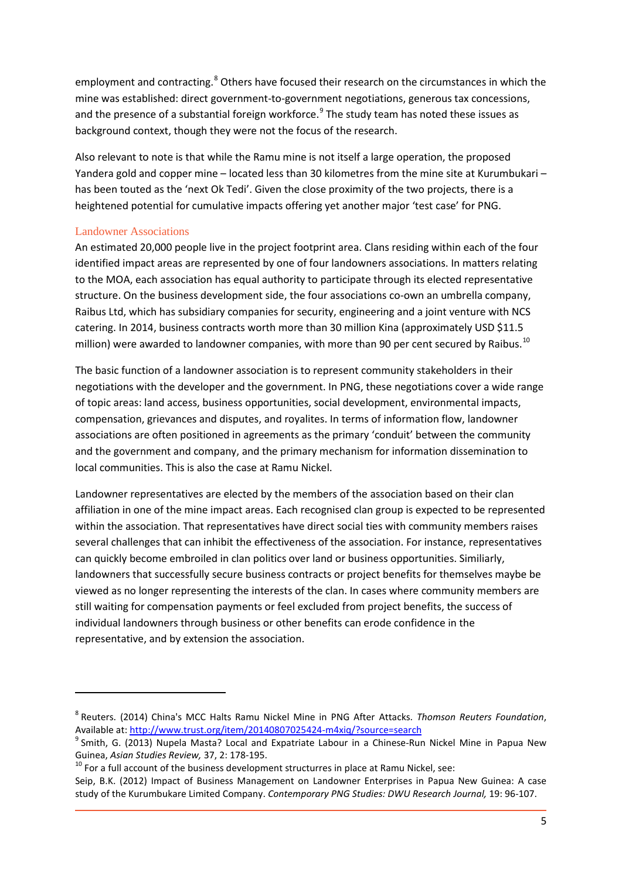employment and contracting.[8] Others have focused their research on the circumstances in which the mine was established: direct government-to-government negotiations, generous tax concessions, and the presence of a substantial foreign workforce.[9] The study team has noted these issues as background context, though they were not the focus of the research.

Also relevant to note is that while the Ramu mine is not itself a large operation, the proposed Yandera gold and copper mine – located less than 30 kilometres from the mine site at Kurumbukari – has been touted as the 'next Ok Tedi'. Given the close proximity of the two projects, there is a heightened potential for cumulative impacts offering yet another major 'test case' for PNG.

### Landowner Associations

An estimated 20,000 people live in the project footprint area. Clans residing within each of the four identified impact areas are represented by one of four landowners associations. In matters relating to the MOA, each association has equal authority to participate through its elected representative structure. On the business development side, the four associations co-own an umbrella company, Raibus Ltd, which has subsidiary companies for security, engineering and a joint venture with NCS catering. In 2014, business contracts worth more than 30 million Kina (approximately USD $11.5 million) were awarded to landowner companies, with more than 90 per cent secured by Raibus.[10]

The basic function of a landowner association is to represent community stakeholders in their negotiations with the developer and the government. In PNG, these negotiations cover a wide range of topic areas: land access, business opportunities, social development, environmental impacts, compensation, grievances and disputes, and royalites. In terms of information flow, landowner associations are often positioned in agreements as the primary 'conduit' between the community and the government and company, and the primary mechanism for information dissemination to local communities. This is also the case at Ramu Nickel.

Landowner representatives are elected by the members of the association based on their clan affiliation in one of the mine impact areas. Each recognised clan group is expected to be represented within the association. That representatives have direct social ties with community members raises several challenges that can inhibit the effectiveness of the association. For instance, representatives can quickly become embroiled in clan politics over land or business opportunities. Similiarly, landowners that successfully secure business contracts or project benefits for themselves maybe be viewed as no longer representing the interests of the clan. In cases where community members are still waiting for compensation payments or feel excluded from project benefits, the success of individual landowners through business or other benefits can erode confidence in the representative, and by extension the association.

---

[8] Reuters. (2014) China's MCC Halts Ramu Nickel Mine in PNG After Attacks. *Thomson Reuters Foundation*, Available at: http://www.trust.org/item/20140807025424-m4xiq/?source=search

[9] Smith, G. (2013) Nupela Masta? Local and Expatriate Labour in a Chinese-Run Nickel Mine in Papua New Guinea, *Asian Studies Review,* 37, 2: 178-195.

[10] For a full account of the business development structurres in place at Ramu Nickel, see: Seip, B.K. (2012) Impact of Business Management on Landowner Enterprises in Papua New Guinea: A case study of the Kurumbukare Limited Company. *Contemporary PNG Studies: DWU Research Journal,* 19: 96-107.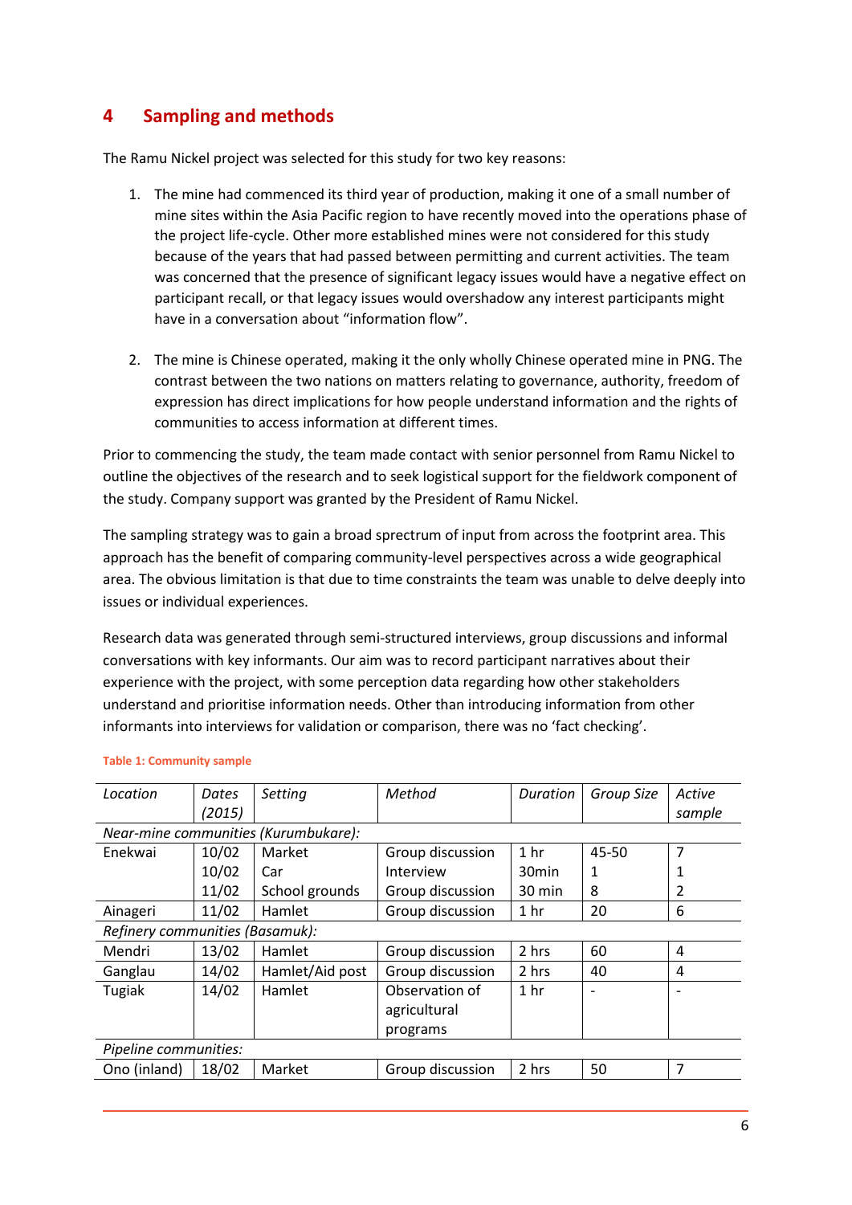## 4 Sampling and methods

The Ramu Nickel project was selected for this study for two key reasons:

1. The mine had commenced its third year of production, making it one of a small number of mine sites within the Asia Pacific region to have recently moved into the operations phase of the project life-cycle. Other more established mines were not considered for this study because of the years that had passed between permitting and current activities. The team was concerned that the presence of significant legacy issues would have a negative effect on participant recall, or that legacy issues would overshadow any interest participants might have in a conversation about "information flow".

2. The mine is Chinese operated, making it the only wholly Chinese operated mine in PNG. The contrast between the two nations on matters relating to governance, authority, freedom of expression has direct implications for how people understand information and the rights of communities to access information at different times.

Prior to commencing the study, the team made contact with senior personnel from Ramu Nickel to outline the objectives of the research and to seek logistical support for the fieldwork component of the study. Company support was granted by the President of Ramu Nickel.

The sampling strategy was to gain a broad sprectrum of input from across the footprint area. This approach has the benefit of comparing community-level perspectives across a wide geographical area. The obvious limitation is that due to time constraints the team was unable to delve deeply into issues or individual experiences.

Research data was generated through semi-structured interviews, group discussions and informal conversations with key informants. Our aim was to record participant narratives about their experience with the project, with some perception data regarding how other stakeholders understand and prioritise information needs. Other than introducing information from other informants into interviews for validation or comparison, there was no 'fact checking'.

**Table 1: Community sample**

| *Location* | *Dates (2015)* | *Setting* | *Method* | *Duration* | *Group Size* | *Active sample* |
|---|---|---|---|---|---|---|
| *Near-mine communities (Kurumbukare):* | | | | | | |
| Enekwai | 10/02 | Market | Group discussion | 1 hr | 45-50 | 7 |
| | 10/02 | Car | Interview | 30min | 1 | 1 |
| | 11/02 | School grounds | Group discussion | 30 min | 8 | 2 |
| Ainageri | 11/02 | Hamlet | Group discussion | 1 hr | 20 | 6 |
| *Refinery communities (Basamuk):* | | | | | | |
| Mendri | 13/02 | Hamlet | Group discussion | 2 hrs | 60 | 4 |
| Ganglau | 14/02 | Hamlet/Aid post | Group discussion | 2 hrs | 40 | 4 |
| Tugiak | 14/02 | Hamlet | Observation of agricultural programs | 1 hr | - | - |
| *Pipeline communities:* | | | | | | |
| Ono (inland) | 18/02 | Market | Group discussion | 2 hrs | 50 | 7 |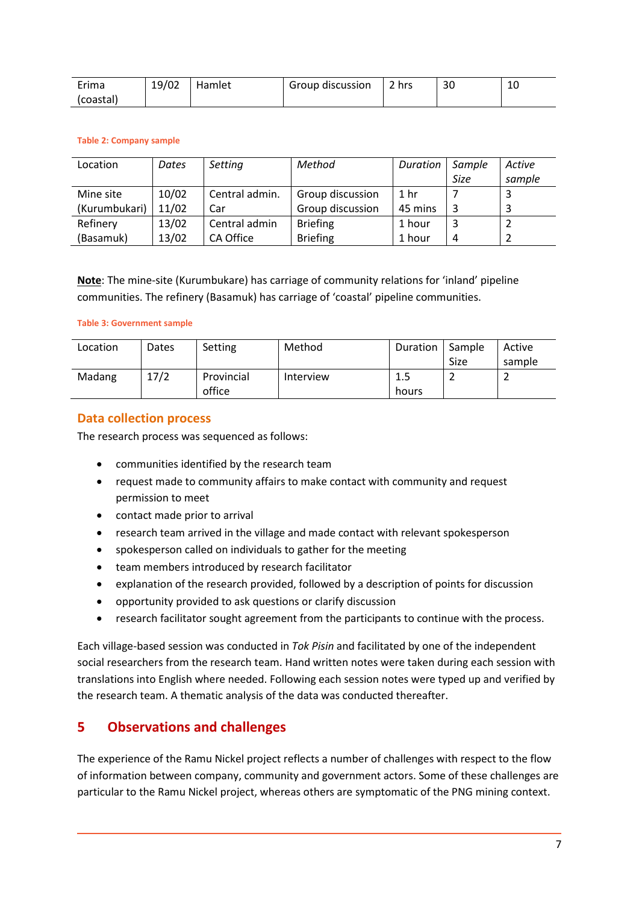| Erima (coastal) | 19/02 | Hamlet | Group discussion | 2 hrs | 30 | 10 |
|---|---|---|---|---|---|---|

Table 2: Company sample

| Location | *Dates* | *Setting* | *Method* | *Duration* | *Sample Size* | *Active sample* |
|---|---|---|---|---|---|---|
| Mine site (Kurumbukari) | 10/02<br>11/02 | Central admin.<br>Car | Group discussion<br>Group discussion | 1 hr<br>45 mins | 7<br>3 | 3<br>3 |
| Refinery (Basamuk) | 13/02<br>13/02 | Central admin<br>CA Office | Briefing<br>Briefing | 1 hour<br>1 hour | 3<br>4 | 2<br>2 |

**Note**: The mine-site (Kurumbukare) has carriage of community relations for 'inland' pipeline communities. The refinery (Basamuk) has carriage of 'coastal' pipeline communities.

Table 3: Government sample

| Location | Dates | Setting | Method | Duration | Sample Size | Active sample |
|---|---|---|---|---|---|---|
| Madang | 17/2 | Provincial office | Interview | 1.5 hours | 2 | 2 |

### Data collection process

The research process was sequenced as follows:

- communities identified by the research team
- request made to community affairs to make contact with community and request permission to meet
- contact made prior to arrival
- research team arrived in the village and made contact with relevant spokesperson
- spokesperson called on individuals to gather for the meeting
- team members introduced by research facilitator
- explanation of the research provided, followed by a description of points for discussion
- opportunity provided to ask questions or clarify discussion
- research facilitator sought agreement from the participants to continue with the process.

Each village-based session was conducted in *Tok Pisin* and facilitated by one of the independent social researchers from the research team. Hand written notes were taken during each session with translations into English where needed. Following each session notes were typed up and verified by the research team. A thematic analysis of the data was conducted thereafter.

## 5 Observations and challenges

The experience of the Ramu Nickel project reflects a number of challenges with respect to the flow of information between company, community and government actors. Some of these challenges are particular to the Ramu Nickel project, whereas others are symptomatic of the PNG mining context.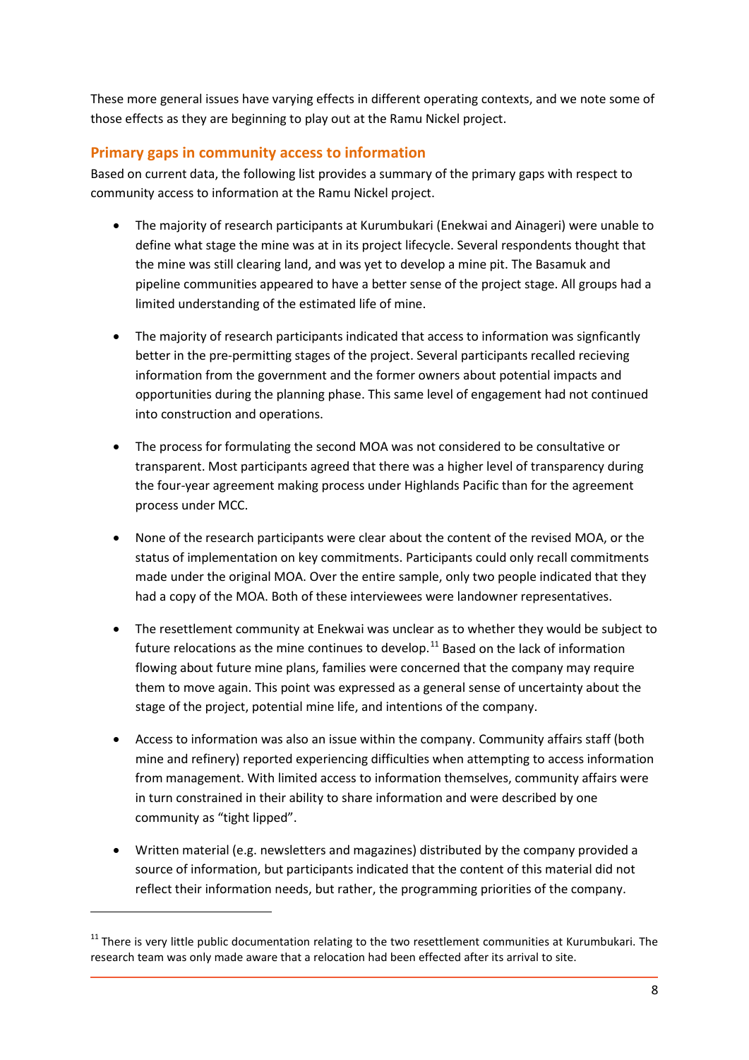These more general issues have varying effects in different operating contexts, and we note some of those effects as they are beginning to play out at the Ramu Nickel project.

## Primary gaps in community access to information

Based on current data, the following list provides a summary of the primary gaps with respect to community access to information at the Ramu Nickel project.

- The majority of research participants at Kurumbukari (Enekwai and Ainageri) were unable to define what stage the mine was at in its project lifecycle. Several respondents thought that the mine was still clearing land, and was yet to develop a mine pit. The Basamuk and pipeline communities appeared to have a better sense of the project stage. All groups had a limited understanding of the estimated life of mine.

- The majority of research participants indicated that access to information was signficantly better in the pre-permitting stages of the project. Several participants recalled recieving information from the government and the former owners about potential impacts and opportunities during the planning phase. This same level of engagement had not continued into construction and operations.

- The process for formulating the second MOA was not considered to be consultative or transparent. Most participants agreed that there was a higher level of transparency during the four-year agreement making process under Highlands Pacific than for the agreement process under MCC.

- None of the research participants were clear about the content of the revised MOA, or the status of implementation on key commitments. Participants could only recall commitments made under the original MOA. Over the entire sample, only two people indicated that they had a copy of the MOA. Both of these interviewees were landowner representatives.

- The resettlement community at Enekwai was unclear as to whether they would be subject to future relocations as the mine continues to develop.[11] Based on the lack of information flowing about future mine plans, families were concerned that the company may require them to move again. This point was expressed as a general sense of uncertainty about the stage of the project, potential mine life, and intentions of the company.

- Access to information was also an issue within the company. Community affairs staff (both mine and refinery) reported experiencing difficulties when attempting to access information from management. With limited access to information themselves, community affairs were in turn constrained in their ability to share information and were described by one community as "tight lipped".

- Written material (e.g. newsletters and magazines) distributed by the company provided a source of information, but participants indicated that the content of this material did not reflect their information needs, but rather, the programming priorities of the company.

[11] There is very little public documentation relating to the two resettlement communities at Kurumbukari. The research team was only made aware that a relocation had been effected after its arrival to site.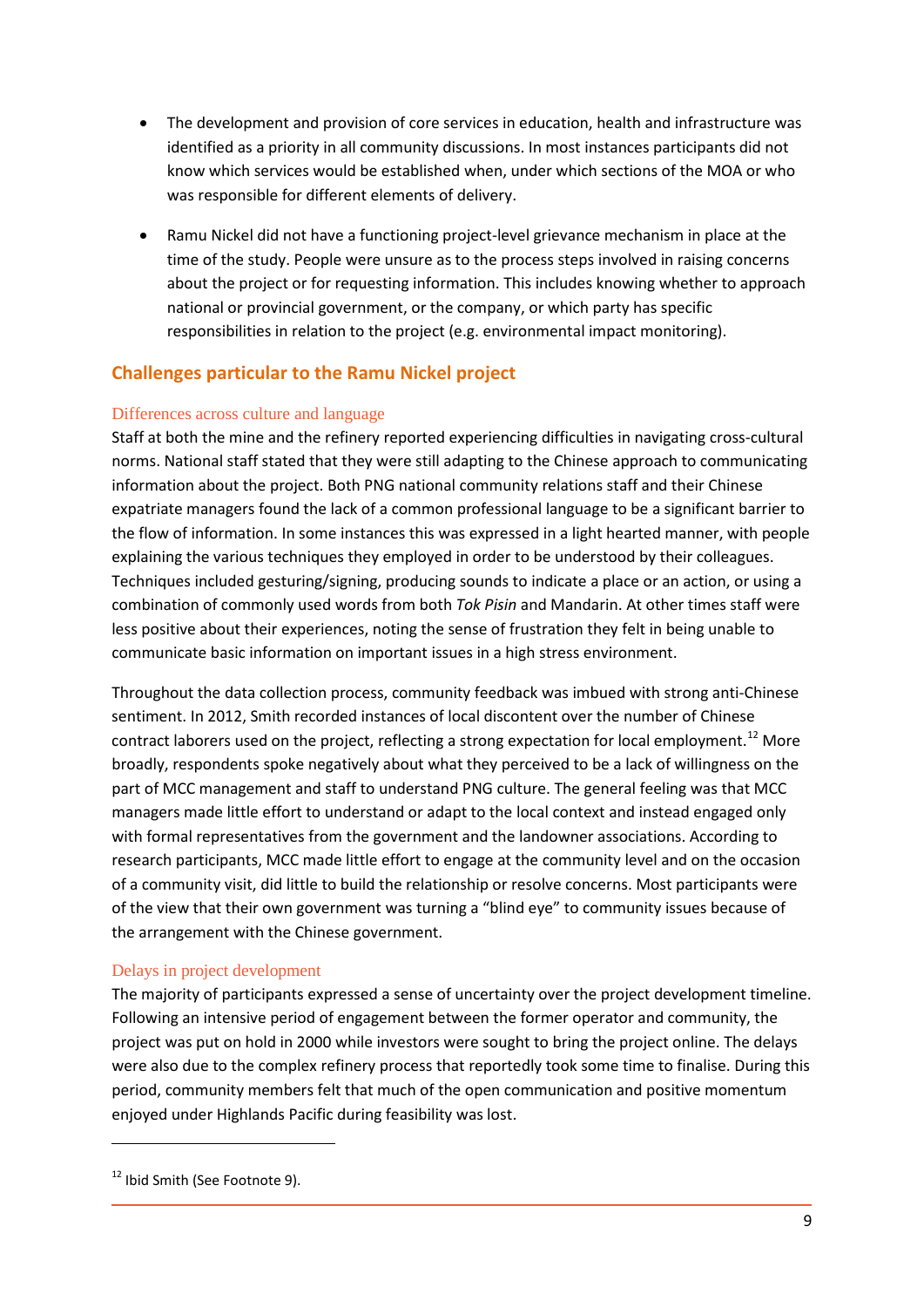- The development and provision of core services in education, health and infrastructure was identified as a priority in all community discussions. In most instances participants did not know which services would be established when, under which sections of the MOA or who was responsible for different elements of delivery.

- Ramu Nickel did not have a functioning project-level grievance mechanism in place at the time of the study. People were unsure as to the process steps involved in raising concerns about the project or for requesting information. This includes knowing whether to approach national or provincial government, or the company, or which party has specific responsibilities in relation to the project (e.g. environmental impact monitoring).

## Challenges particular to the Ramu Nickel project

### Differences across culture and language

Staff at both the mine and the refinery reported experiencing difficulties in navigating cross-cultural norms. National staff stated that they were still adapting to the Chinese approach to communicating information about the project. Both PNG national community relations staff and their Chinese expatriate managers found the lack of a common professional language to be a significant barrier to the flow of information. In some instances this was expressed in a light hearted manner, with people explaining the various techniques they employed in order to be understood by their colleagues. Techniques included gesturing/signing, producing sounds to indicate a place or an action, or using a combination of commonly used words from both *Tok Pisin* and Mandarin. At other times staff were less positive about their experiences, noting the sense of frustration they felt in being unable to communicate basic information on important issues in a high stress environment.

Throughout the data collection process, community feedback was imbued with strong anti-Chinese sentiment. In 2012, Smith recorded instances of local discontent over the number of Chinese contract laborers used on the project, reflecting a strong expectation for local employment.[12] More broadly, respondents spoke negatively about what they perceived to be a lack of willingness on the part of MCC management and staff to understand PNG culture. The general feeling was that MCC managers made little effort to understand or adapt to the local context and instead engaged only with formal representatives from the government and the landowner associations. According to research participants, MCC made little effort to engage at the community level and on the occasion of a community visit, did little to build the relationship or resolve concerns. Most participants were of the view that their own government was turning a "blind eye" to community issues because of the arrangement with the Chinese government.

### Delays in project development

The majority of participants expressed a sense of uncertainty over the project development timeline. Following an intensive period of engagement between the former operator and community, the project was put on hold in 2000 while investors were sought to bring the project online. The delays were also due to the complex refinery process that reportedly took some time to finalise. During this period, community members felt that much of the open communication and positive momentum enjoyed under Highlands Pacific during feasibility was lost.

---

[12] Ibid Smith (See Footnote 9).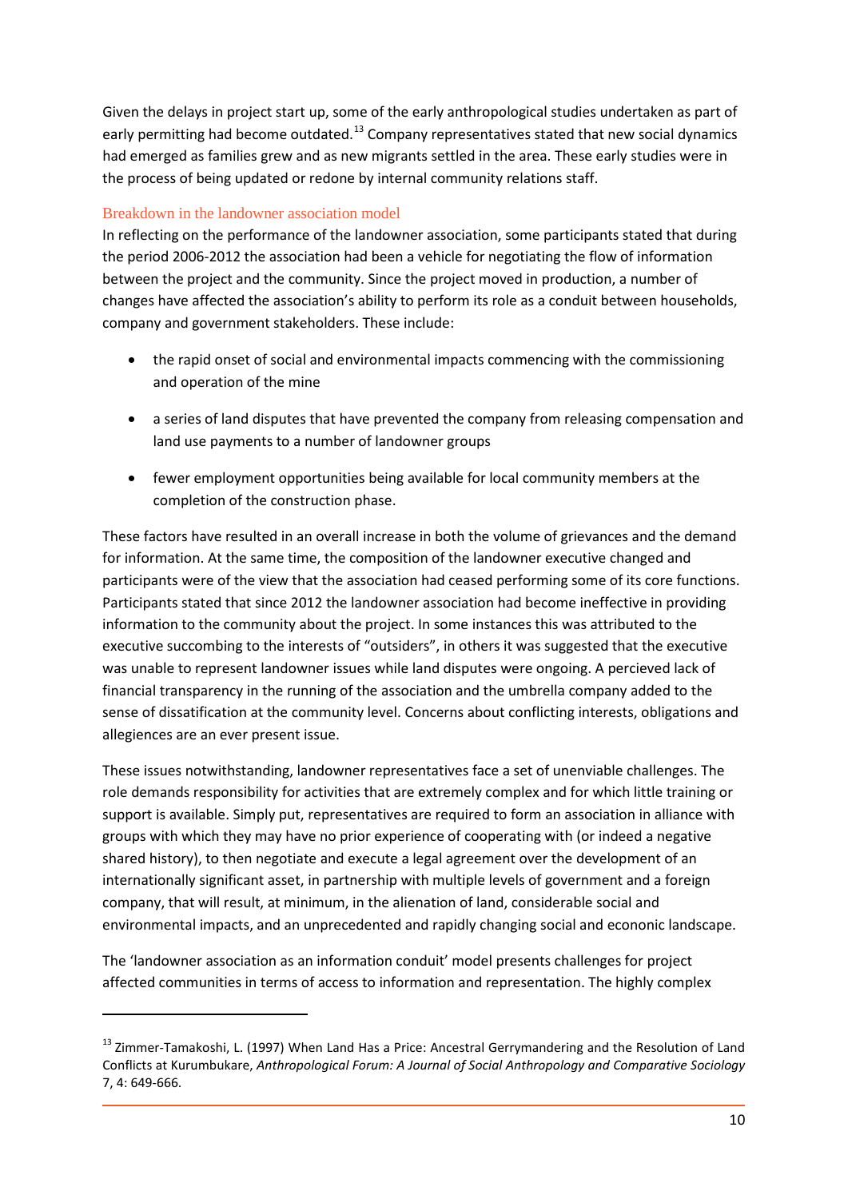Given the delays in project start up, some of the early anthropological studies undertaken as part of early permitting had become outdated.[13] Company representatives stated that new social dynamics had emerged as families grew and as new migrants settled in the area. These early studies were in the process of being updated or redone by internal community relations staff.

### Breakdown in the landowner association model

In reflecting on the performance of the landowner association, some participants stated that during the period 2006-2012 the association had been a vehicle for negotiating the flow of information between the project and the community. Since the project moved in production, a number of changes have affected the association's ability to perform its role as a conduit between households, company and government stakeholders. These include:

- the rapid onset of social and environmental impacts commencing with the commissioning and operation of the mine
- a series of land disputes that have prevented the company from releasing compensation and land use payments to a number of landowner groups
- fewer employment opportunities being available for local community members at the completion of the construction phase.

These factors have resulted in an overall increase in both the volume of grievances and the demand for information. At the same time, the composition of the landowner executive changed and participants were of the view that the association had ceased performing some of its core functions. Participants stated that since 2012 the landowner association had become ineffective in providing information to the community about the project. In some instances this was attributed to the executive succombing to the interests of "outsiders", in others it was suggested that the executive was unable to represent landowner issues while land disputes were ongoing. A percieved lack of financial transparency in the running of the association and the umbrella company added to the sense of dissatification at the community level. Concerns about conflicting interests, obligations and allegiences are an ever present issue.

These issues notwithstanding, landowner representatives face a set of unenviable challenges. The role demands responsibility for activities that are extremely complex and for which little training or support is available. Simply put, representatives are required to form an association in alliance with groups with which they may have no prior experience of cooperating with (or indeed a negative shared history), to then negotiate and execute a legal agreement over the development of an internationally significant asset, in partnership with multiple levels of government and a foreign company, that will result, at minimum, in the alienation of land, considerable social and environmental impacts, and an unprecedented and rapidly changing social and econonic landscape.

The 'landowner association as an information conduit' model presents challenges for project affected communities in terms of access to information and representation. The highly complex

[13] Zimmer-Tamakoshi, L. (1997) When Land Has a Price: Ancestral Gerrymandering and the Resolution of Land Conflicts at Kurumbukare, *Anthropological Forum: A Journal of Social Anthropology and Comparative Sociology* 7, 4: 649-666.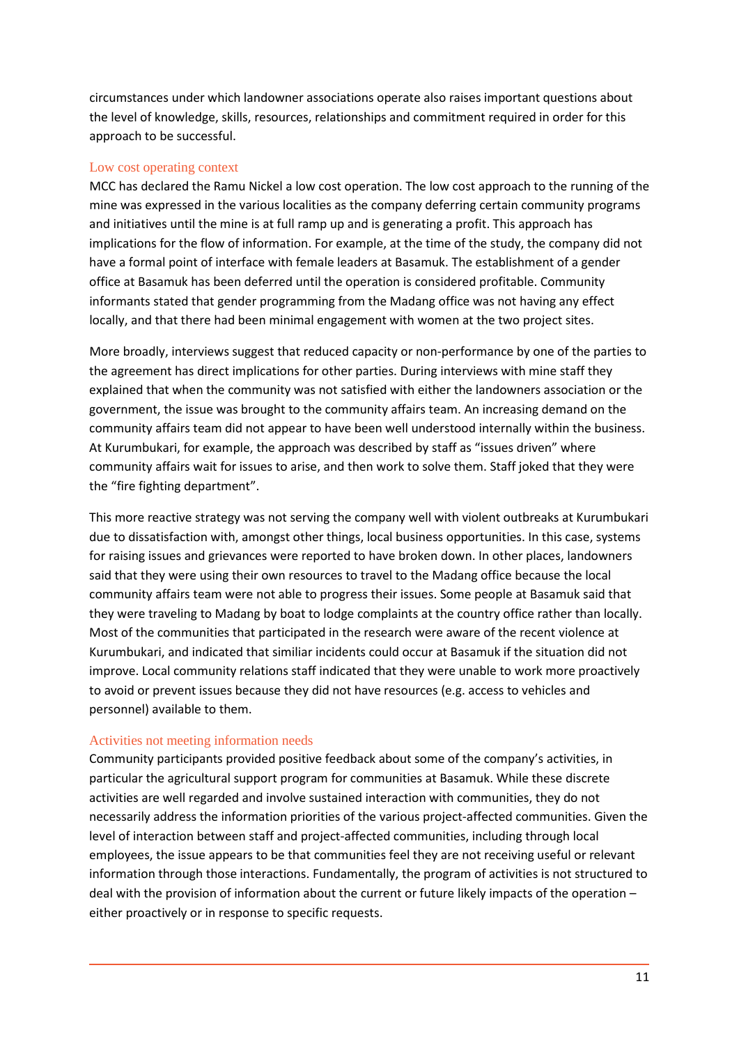circumstances under which landowner associations operate also raises important questions about the level of knowledge, skills, resources, relationships and commitment required in order for this approach to be successful.

### Low cost operating context

MCC has declared the Ramu Nickel a low cost operation. The low cost approach to the running of the mine was expressed in the various localities as the company deferring certain community programs and initiatives until the mine is at full ramp up and is generating a profit. This approach has implications for the flow of information. For example, at the time of the study, the company did not have a formal point of interface with female leaders at Basamuk. The establishment of a gender office at Basamuk has been deferred until the operation is considered profitable. Community informants stated that gender programming from the Madang office was not having any effect locally, and that there had been minimal engagement with women at the two project sites.

More broadly, interviews suggest that reduced capacity or non-performance by one of the parties to the agreement has direct implications for other parties. During interviews with mine staff they explained that when the community was not satisfied with either the landowners association or the government, the issue was brought to the community affairs team. An increasing demand on the community affairs team did not appear to have been well understood internally within the business. At Kurumbukari, for example, the approach was described by staff as "issues driven" where community affairs wait for issues to arise, and then work to solve them. Staff joked that they were the "fire fighting department".

This more reactive strategy was not serving the company well with violent outbreaks at Kurumbukari due to dissatisfaction with, amongst other things, local business opportunities. In this case, systems for raising issues and grievances were reported to have broken down. In other places, landowners said that they were using their own resources to travel to the Madang office because the local community affairs team were not able to progress their issues. Some people at Basamuk said that they were traveling to Madang by boat to lodge complaints at the country office rather than locally. Most of the communities that participated in the research were aware of the recent violence at Kurumbukari, and indicated that similiar incidents could occur at Basamuk if the situation did not improve. Local community relations staff indicated that they were unable to work more proactively to avoid or prevent issues because they did not have resources (e.g. access to vehicles and personnel) available to them.

### Activities not meeting information needs

Community participants provided positive feedback about some of the company's activities, in particular the agricultural support program for communities at Basamuk. While these discrete activities are well regarded and involve sustained interaction with communities, they do not necessarily address the information priorities of the various project-affected communities. Given the level of interaction between staff and project-affected communities, including through local employees, the issue appears to be that communities feel they are not receiving useful or relevant information through those interactions. Fundamentally, the program of activities is not structured to deal with the provision of information about the current or future likely impacts of the operation – either proactively or in response to specific requests.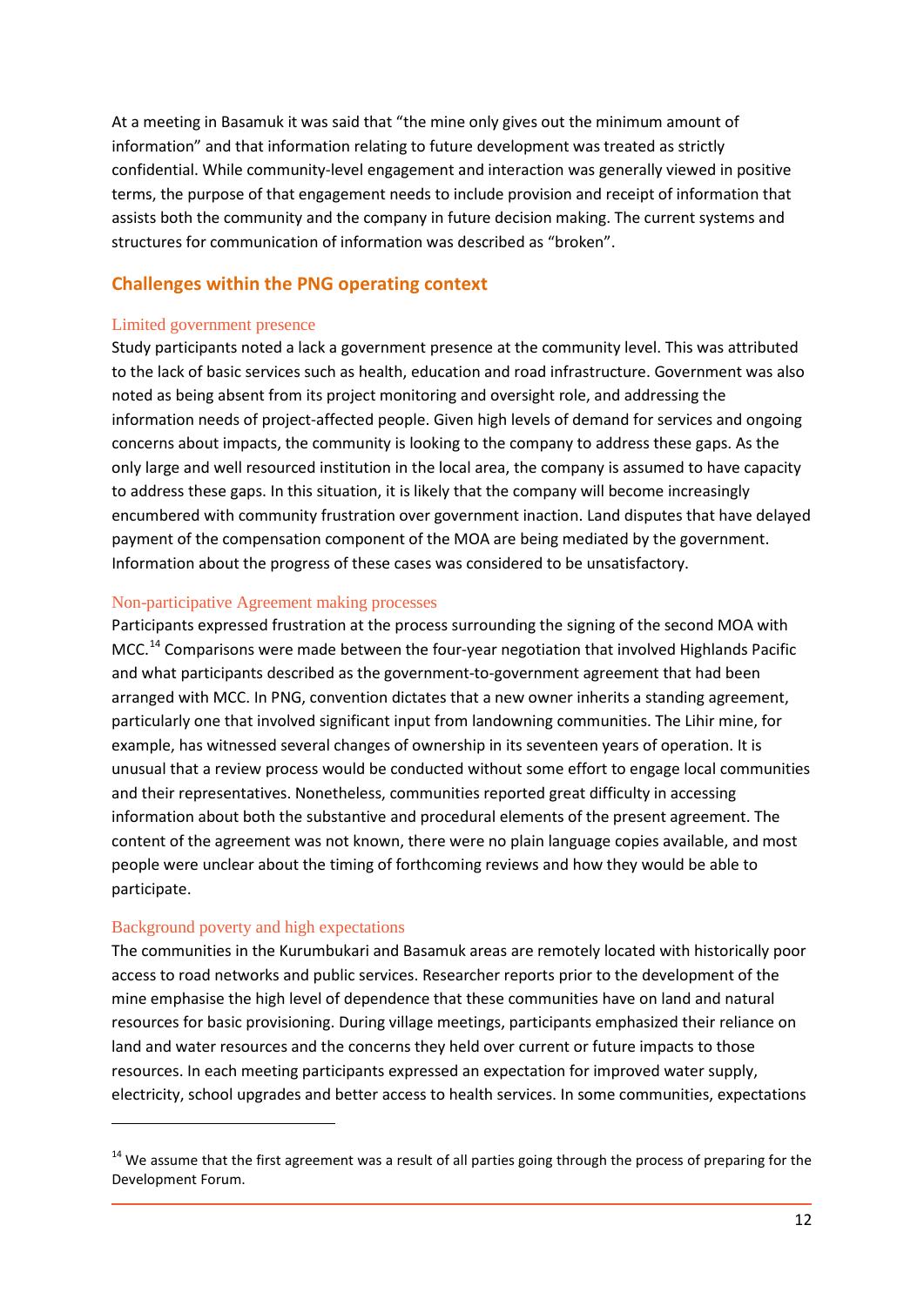At a meeting in Basamuk it was said that "the mine only gives out the minimum amount of information" and that information relating to future development was treated as strictly confidential. While community-level engagement and interaction was generally viewed in positive terms, the purpose of that engagement needs to include provision and receipt of information that assists both the community and the company in future decision making. The current systems and structures for communication of information was described as "broken".

## Challenges within the PNG operating context

### Limited government presence

Study participants noted a lack a government presence at the community level. This was attributed to the lack of basic services such as health, education and road infrastructure. Government was also noted as being absent from its project monitoring and oversight role, and addressing the information needs of project-affected people. Given high levels of demand for services and ongoing concerns about impacts, the community is looking to the company to address these gaps. As the only large and well resourced institution in the local area, the company is assumed to have capacity to address these gaps. In this situation, it is likely that the company will become increasingly encumbered with community frustration over government inaction. Land disputes that have delayed payment of the compensation component of the MOA are being mediated by the government. Information about the progress of these cases was considered to be unsatisfactory.

### Non-participative Agreement making processes

Participants expressed frustration at the process surrounding the signing of the second MOA with MCC.[14] Comparisons were made between the four-year negotiation that involved Highlands Pacific and what participants described as the government-to-government agreement that had been arranged with MCC. In PNG, convention dictates that a new owner inherits a standing agreement, particularly one that involved significant input from landowning communities. The Lihir mine, for example, has witnessed several changes of ownership in its seventeen years of operation. It is unusual that a review process would be conducted without some effort to engage local communities and their representatives. Nonetheless, communities reported great difficulty in accessing information about both the substantive and procedural elements of the present agreement. The content of the agreement was not known, there were no plain language copies available, and most people were unclear about the timing of forthcoming reviews and how they would be able to participate.

### Background poverty and high expectations

The communities in the Kurumbukari and Basamuk areas are remotely located with historically poor access to road networks and public services. Researcher reports prior to the development of the mine emphasise the high level of dependence that these communities have on land and natural resources for basic provisioning. During village meetings, participants emphasized their reliance on land and water resources and the concerns they held over current or future impacts to those resources. In each meeting participants expressed an expectation for improved water supply, electricity, school upgrades and better access to health services. In some communities, expectations

---

[14] We assume that the first agreement was a result of all parties going through the process of preparing for the Development Forum.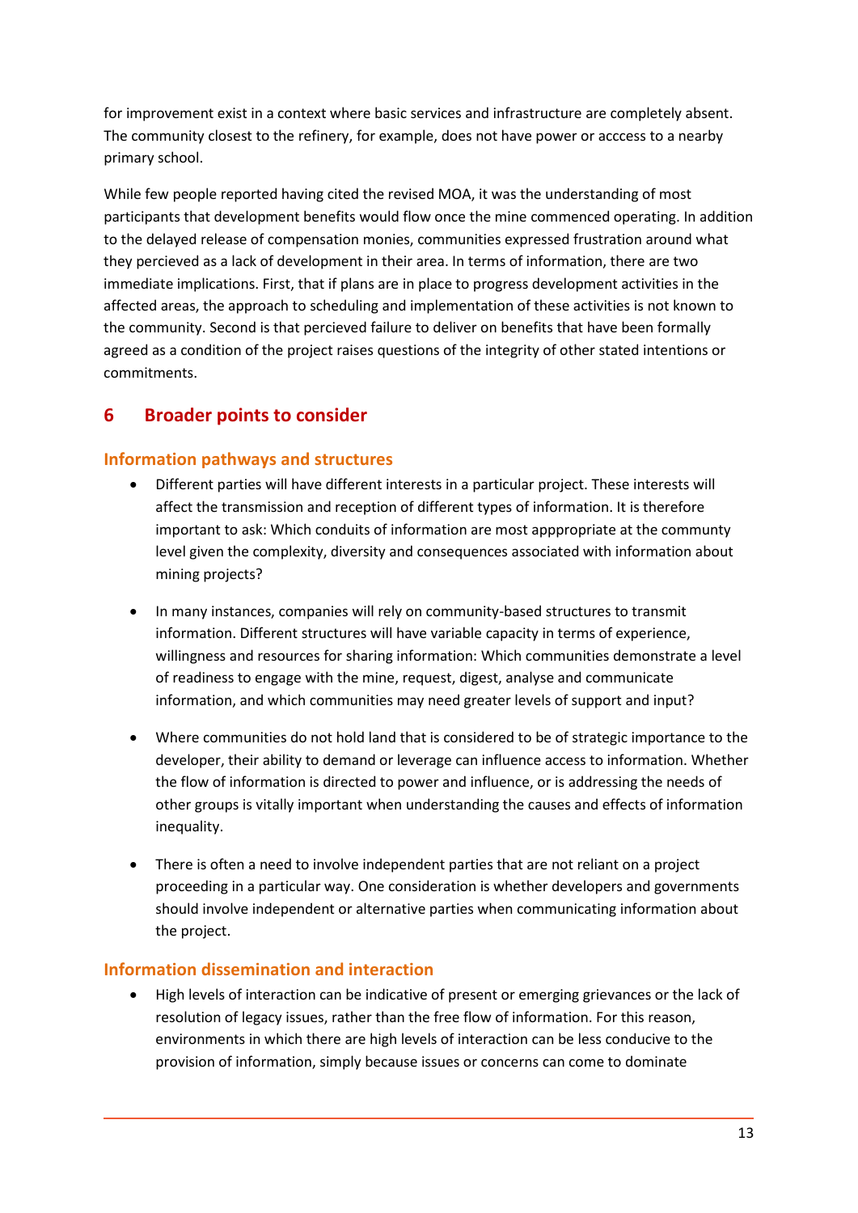for improvement exist in a context where basic services and infrastructure are completely absent. The community closest to the refinery, for example, does not have power or acccess to a nearby primary school.

While few people reported having cited the revised MOA, it was the understanding of most participants that development benefits would flow once the mine commenced operating. In addition to the delayed release of compensation monies, communities expressed frustration around what they percieved as a lack of development in their area. In terms of information, there are two immediate implications. First, that if plans are in place to progress development activities in the affected areas, the approach to scheduling and implementation of these activities is not known to the community. Second is that percieved failure to deliver on benefits that have been formally agreed as a condition of the project raises questions of the integrity of other stated intentions or commitments.

# 6 Broader points to consider

## Information pathways and structures

- Different parties will have different interests in a particular project. These interests will affect the transmission and reception of different types of information. It is therefore important to ask: Which conduits of information are most apppropriate at the communty level given the complexity, diversity and consequences associated with information about mining projects?
- In many instances, companies will rely on community-based structures to transmit information. Different structures will have variable capacity in terms of experience, willingness and resources for sharing information: Which communities demonstrate a level of readiness to engage with the mine, request, digest, analyse and communicate information, and which communities may need greater levels of support and input?
- Where communities do not hold land that is considered to be of strategic importance to the developer, their ability to demand or leverage can influence access to information. Whether the flow of information is directed to power and influence, or is addressing the needs of other groups is vitally important when understanding the causes and effects of information inequality.
- There is often a need to involve independent parties that are not reliant on a project proceeding in a particular way. One consideration is whether developers and governments should involve independent or alternative parties when communicating information about the project.

## Information dissemination and interaction

- High levels of interaction can be indicative of present or emerging grievances or the lack of resolution of legacy issues, rather than the free flow of information. For this reason, environments in which there are high levels of interaction can be less conducive to the provision of information, simply because issues or concerns can come to dominate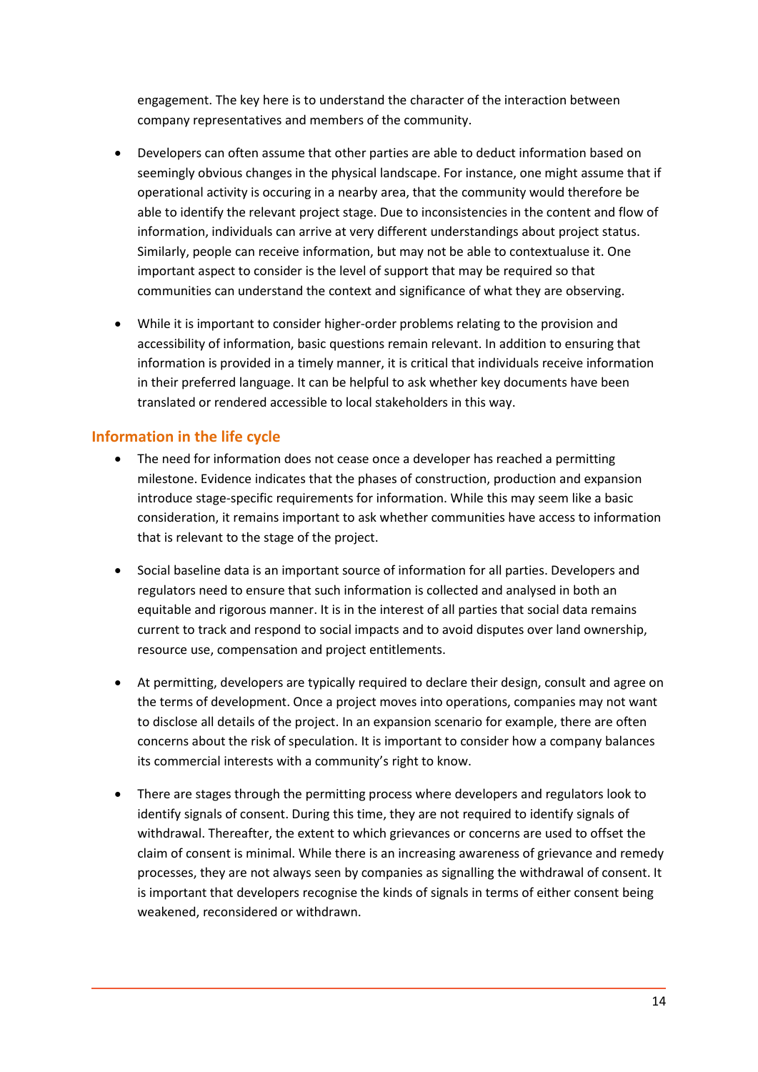engagement. The key here is to understand the character of the interaction between company representatives and members of the community.

- Developers can often assume that other parties are able to deduct information based on seemingly obvious changes in the physical landscape. For instance, one might assume that if operational activity is occuring in a nearby area, that the community would therefore be able to identify the relevant project stage. Due to inconsistencies in the content and flow of information, individuals can arrive at very different understandings about project status. Similarly, people can receive information, but may not be able to contextualuse it. One important aspect to consider is the level of support that may be required so that communities can understand the context and significance of what they are observing.

- While it is important to consider higher-order problems relating to the provision and accessibility of information, basic questions remain relevant. In addition to ensuring that information is provided in a timely manner, it is critical that individuals receive information in their preferred language. It can be helpful to ask whether key documents have been translated or rendered accessible to local stakeholders in this way.

## Information in the life cycle

- The need for information does not cease once a developer has reached a permitting milestone. Evidence indicates that the phases of construction, production and expansion introduce stage-specific requirements for information. While this may seem like a basic consideration, it remains important to ask whether communities have access to information that is relevant to the stage of the project.

- Social baseline data is an important source of information for all parties. Developers and regulators need to ensure that such information is collected and analysed in both an equitable and rigorous manner. It is in the interest of all parties that social data remains current to track and respond to social impacts and to avoid disputes over land ownership, resource use, compensation and project entitlements.

- At permitting, developers are typically required to declare their design, consult and agree on the terms of development. Once a project moves into operations, companies may not want to disclose all details of the project. In an expansion scenario for example, there are often concerns about the risk of speculation. It is important to consider how a company balances its commercial interests with a community's right to know.

- There are stages through the permitting process where developers and regulators look to identify signals of consent. During this time, they are not required to identify signals of withdrawal. Thereafter, the extent to which grievances or concerns are used to offset the claim of consent is minimal. While there is an increasing awareness of grievance and remedy processes, they are not always seen by companies as signalling the withdrawal of consent. It is important that developers recognise the kinds of signals in terms of either consent being weakened, reconsidered or withdrawn.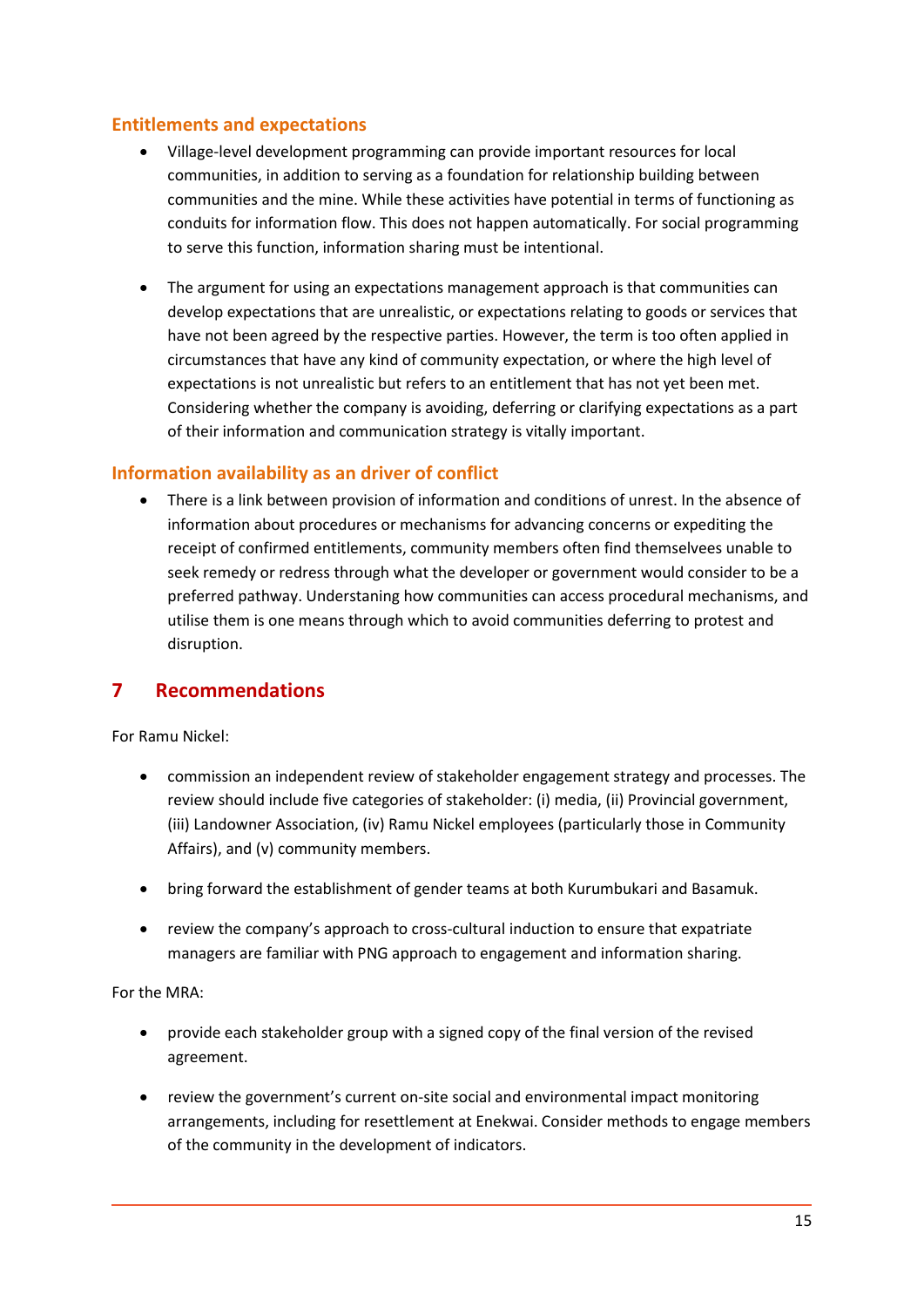### Entitlements and expectations

- Village-level development programming can provide important resources for local communities, in addition to serving as a foundation for relationship building between communities and the mine. While these activities have potential in terms of functioning as conduits for information flow. This does not happen automatically. For social programming to serve this function, information sharing must be intentional.

- The argument for using an expectations management approach is that communities can develop expectations that are unrealistic, or expectations relating to goods or services that have not been agreed by the respective parties. However, the term is too often applied in circumstances that have any kind of community expectation, or where the high level of expectations is not unrealistic but refers to an entitlement that has not yet been met. Considering whether the company is avoiding, deferring or clarifying expectations as a part of their information and communication strategy is vitally important.

### Information availability as an driver of conflict

- There is a link between provision of information and conditions of unrest. In the absence of information about procedures or mechanisms for advancing concerns or expediting the receipt of confirmed entitlements, community members often find themselvees unable to seek remedy or redress through what the developer or government would consider to be a preferred pathway. Understaning how communities can access procedural mechanisms, and utilise them is one means through which to avoid communities deferring to protest and disruption.

## 7 Recommendations

For Ramu Nickel:

- commission an independent review of stakeholder engagement strategy and processes. The review should include five categories of stakeholder: (i) media, (ii) Provincial government, (iii) Landowner Association, (iv) Ramu Nickel employees (particularly those in Community Affairs), and (v) community members.

- bring forward the establishment of gender teams at both Kurumbukari and Basamuk.

- review the company's approach to cross-cultural induction to ensure that expatriate managers are familiar with PNG approach to engagement and information sharing.

For the MRA:

- provide each stakeholder group with a signed copy of the final version of the revised agreement.

- review the government's current on-site social and environmental impact monitoring arrangements, including for resettlement at Enekwai. Consider methods to engage members of the community in the development of indicators.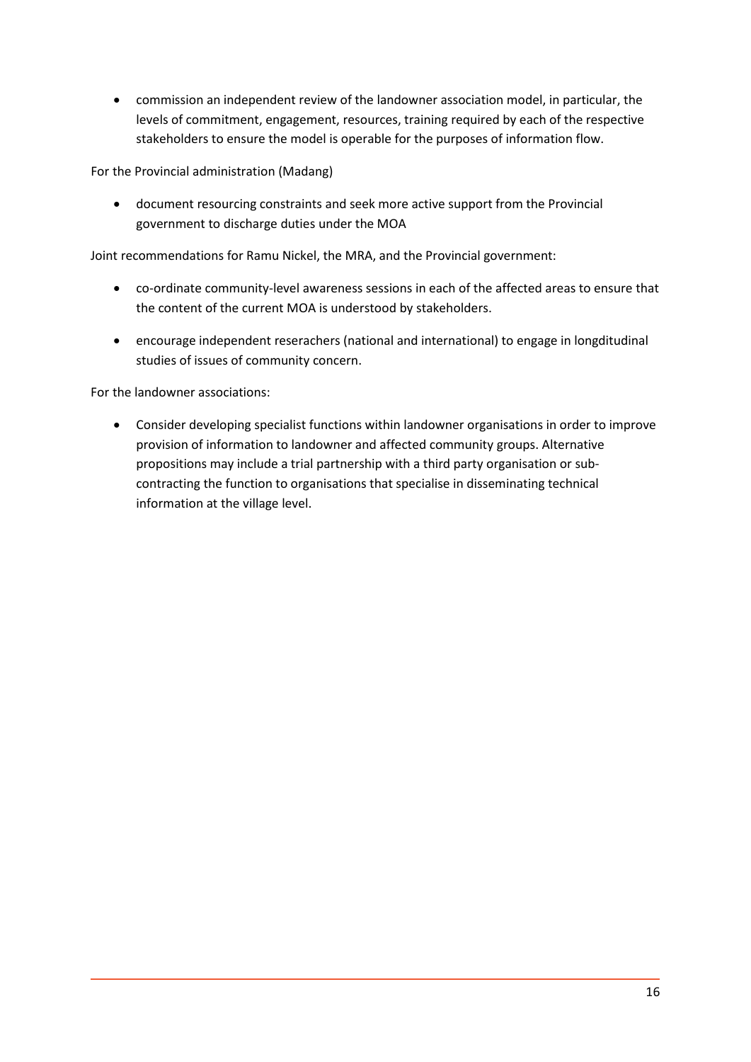- commission an independent review of the landowner association model, in particular, the levels of commitment, engagement, resources, training required by each of the respective stakeholders to ensure the model is operable for the purposes of information flow.

For the Provincial administration (Madang)

- document resourcing constraints and seek more active support from the Provincial government to discharge duties under the MOA

Joint recommendations for Ramu Nickel, the MRA, and the Provincial government:

- co-ordinate community-level awareness sessions in each of the affected areas to ensure that the content of the current MOA is understood by stakeholders.
- encourage independent reseracher*s* (national and international) to engage in longditudinal studies of issues of community concern.

For the landowner associations:

- Consider developing specialist functions within landowner organisations in order to improve provision of information to landowner and affected community groups. Alternative propositions may include a trial partnership with a third party organisation or sub-contracting the function to organisations that specialise in disseminating technical information at the village level.